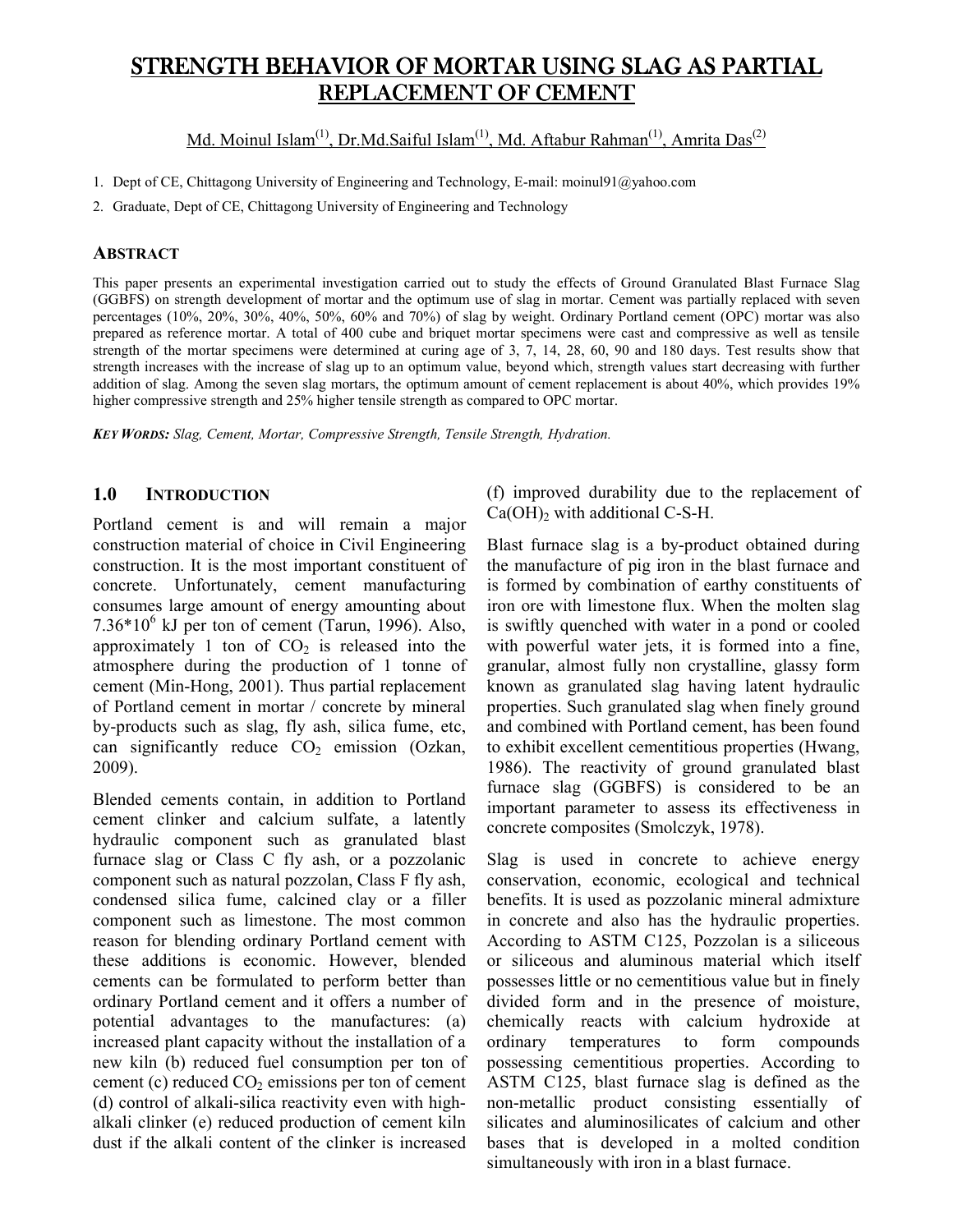# STRENGTH BEHAVIOR OF MORTAR USING SLAG AS PARTIAL REPLACEMENT OF CEMENT

Md. Moinul Islam[1], Dr.Md.Saiful Islam[1], Md. Aftabur Rahman[1], Amrita Das[2]

1. Dept of CE, Chittagong University of Engineering and Technology, E-mail: moinul91@yahoo.com
2. Graduate, Dept of CE, Chittagong University of Engineering and Technology

## ABSTRACT

This paper presents an experimental investigation carried out to study the effects of Ground Granulated Blast Furnace Slag (GGBFS) on strength development of mortar and the optimum use of slag in mortar. Cement was partially replaced with seven percentages (10%, 20%, 30%, 40%, 50%, 60% and 70%) of slag by weight. Ordinary Portland cement (OPC) mortar was also prepared as reference mortar. A total of 400 cube and briquet mortar specimens were cast and compressive as well as tensile strength of the mortar specimens were determined at curing age of 3, 7, 14, 28, 60, 90 and 180 days. Test results show that strength increases with the increase of slag up to an optimum value, beyond which, strength values start decreasing with further addition of slag. Among the seven slag mortars, the optimum amount of cement replacement is about 40%, which provides 19% higher compressive strength and 25% higher tensile strength as compared to OPC mortar.

***KEY WORDS:*** *Slag, Cement, Mortar, Compressive Strength, Tensile Strength, Hydration.*

## 1.0 INTRODUCTION

Portland cement is and will remain a major construction material of choice in Civil Engineering construction. It is the most important constituent of concrete. Unfortunately, cement manufacturing consumes large amount of energy amounting about $7.36*10^6$ kJ per ton of cement (Tarun, 1996). Also, approximately 1 ton of $CO_2$ is released into the atmosphere during the production of 1 tonne of cement (Min-Hong, 2001). Thus partial replacement of Portland cement in mortar / concrete by mineral by-products such as slag, fly ash, silica fume, etc, can significantly reduce $CO_2$ emission (Ozkan, 2009).

Blended cements contain, in addition to Portland cement clinker and calcium sulfate, a latently hydraulic component such as granulated blast furnace slag or Class C fly ash, or a pozzolanic component such as natural pozzolan, Class F fly ash, condensed silica fume, calcined clay or a filler component such as limestone. The most common reason for blending ordinary Portland cement with these additions is economic. However, blended cements can be formulated to perform better than ordinary Portland cement and it offers a number of potential advantages to the manufactures: (a) increased plant capacity without the installation of a new kiln (b) reduced fuel consumption per ton of cement (c) reduced $CO_2$ emissions per ton of cement (d) control of alkali-silica reactivity even with high-alkali clinker (e) reduced production of cement kiln dust if the alkali content of the clinker is increased (f) improved durability due to the replacement of $Ca(OH)_2$ with additional C-S-H.

Blast furnace slag is a by-product obtained during the manufacture of pig iron in the blast furnace and is formed by combination of earthy constituents of iron ore with limestone flux. When the molten slag is swiftly quenched with water in a pond or cooled with powerful water jets, it is formed into a fine, granular, almost fully non crystalline, glassy form known as granulated slag having latent hydraulic properties. Such granulated slag when finely ground and combined with Portland cement, has been found to exhibit excellent cementitious properties (Hwang, 1986). The reactivity of ground granulated blast furnace slag (GGBFS) is considered to be an important parameter to assess its effectiveness in concrete composites (Smolczyk, 1978).

Slag is used in concrete to achieve energy conservation, economic, ecological and technical benefits. It is used as pozzolanic mineral admixture in concrete and also has the hydraulic properties. According to ASTM C125, Pozzolan is a siliceous or siliceous and aluminous material which itself possesses little or no cementitious value but in finely divided form and in the presence of moisture, chemically reacts with calcium hydroxide at ordinary temperatures to form compounds possessing cementitious properties. According to ASTM C125, blast furnace slag is defined as the non-metallic product consisting essentially of silicates and aluminosilicates of calcium and other bases that is developed in a molted condition simultaneously with iron in a blast furnace.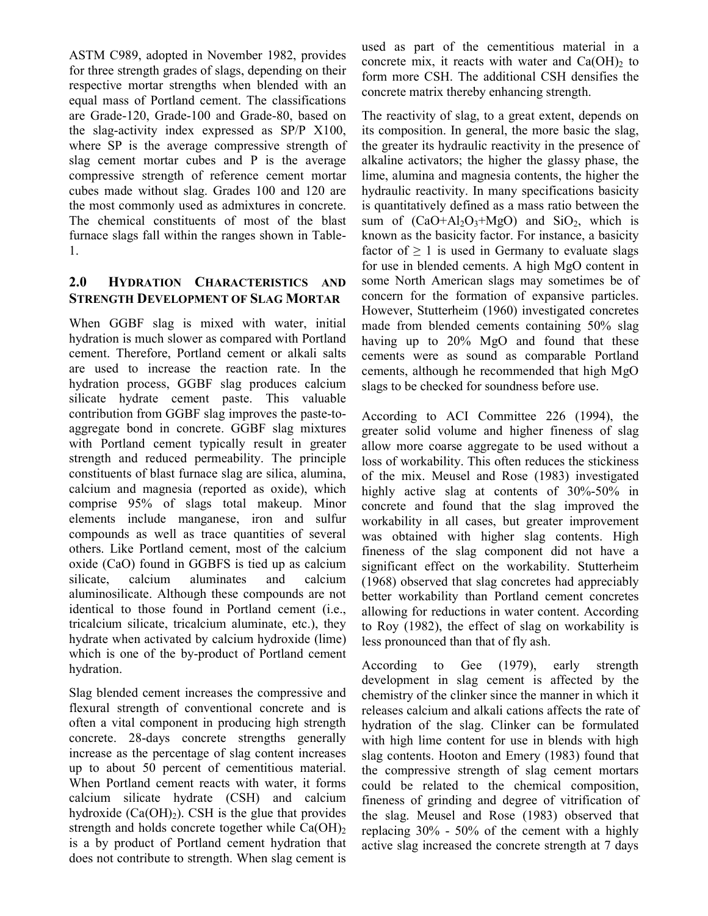ASTM C989, adopted in November 1982, provides for three strength grades of slags, depending on their respective mortar strengths when blended with an equal mass of Portland cement. The classifications are Grade-120, Grade-100 and Grade-80, based on the slag-activity index expressed as SP/P X100, where SP is the average compressive strength of slag cement mortar cubes and P is the average compressive strength of reference cement mortar cubes made without slag. Grades 100 and 120 are the most commonly used as admixtures in concrete. The chemical constituents of most of the blast furnace slags fall within the ranges shown in Table-1.

## 2.0 Hydration Characteristics and Strength Development of Slag Mortar

When GGBF slag is mixed with water, initial hydration is much slower as compared with Portland cement. Therefore, Portland cement or alkali salts are used to increase the reaction rate. In the hydration process, GGBF slag produces calcium silicate hydrate cement paste. This valuable contribution from GGBF slag improves the paste-to-aggregate bond in concrete. GGBF slag mixtures with Portland cement typically result in greater strength and reduced permeability. The principle constituents of blast furnace slag are silica, alumina, calcium and magnesia (reported as oxide), which comprise 95% of slags total makeup. Minor elements include manganese, iron and sulfur compounds as well as trace quantities of several others. Like Portland cement, most of the calcium oxide (CaO) found in GGBFS is tied up as calcium silicate, calcium aluminates and calcium aluminosilicate. Although these compounds are not identical to those found in Portland cement (i.e., tricalcium silicate, tricalcium aluminate, etc.), they hydrate when activated by calcium hydroxide (lime) which is one of the by-product of Portland cement hydration.

Slag blended cement increases the compressive and flexural strength of conventional concrete and is often a vital component in producing high strength concrete. 28-days concrete strengths generally increase as the percentage of slag content increases up to about 50 percent of cementitious material. When Portland cement reacts with water, it forms calcium silicate hydrate (CSH) and calcium hydroxide ($Ca(OH)_2$). CSH is the glue that provides strength and holds concrete together while $Ca(OH)_2$ is a by product of Portland cement hydration that does not contribute to strength. When slag cement is used as part of the cementitious material in a concrete mix, it reacts with water and $Ca(OH)_2$ to form more CSH. The additional CSH densifies the concrete matrix thereby enhancing strength.

The reactivity of slag, to a great extent, depends on its composition. In general, the more basic the slag, the greater its hydraulic reactivity in the presence of alkaline activators; the higher the glassy phase, the lime, alumina and magnesia contents, the higher the hydraulic reactivity. In many specifications basicity is quantitatively defined as a mass ratio between the sum of ($CaO+Al_2O_3+MgO$) and $SiO_2$, which is known as the basicity factor. For instance, a basicity factor of $\geq 1$ is used in Germany to evaluate slags for use in blended cements. A high MgO content in some North American slags may sometimes be of concern for the formation of expansive particles. However, Stutterheim (1960) investigated concretes made from blended cements containing 50% slag having up to 20% MgO and found that these cements were as sound as comparable Portland cements, although he recommended that high MgO slags to be checked for soundness before use.

According to ACI Committee 226 (1994), the greater solid volume and higher fineness of slag allow more coarse aggregate to be used without a loss of workability. This often reduces the stickiness of the mix. Meusel and Rose (1983) investigated highly active slag at contents of 30%-50% in concrete and found that the slag improved the workability in all cases, but greater improvement was obtained with higher slag contents. High fineness of the slag component did not have a significant effect on the workability. Stutterheim (1968) observed that slag concretes had appreciably better workability than Portland cement concretes allowing for reductions in water content. According to Roy (1982), the effect of slag on workability is less pronounced than that of fly ash.

According to Gee (1979), early strength development in slag cement is affected by the chemistry of the clinker since the manner in which it releases calcium and alkali cations affects the rate of hydration of the slag. Clinker can be formulated with high lime content for use in blends with high slag contents. Hooton and Emery (1983) found that the compressive strength of slag cement mortars could be related to the chemical composition, fineness of grinding and degree of vitrification of the slag. Meusel and Rose (1983) observed that replacing 30% - 50% of the cement with a highly active slag increased the concrete strength at 7 days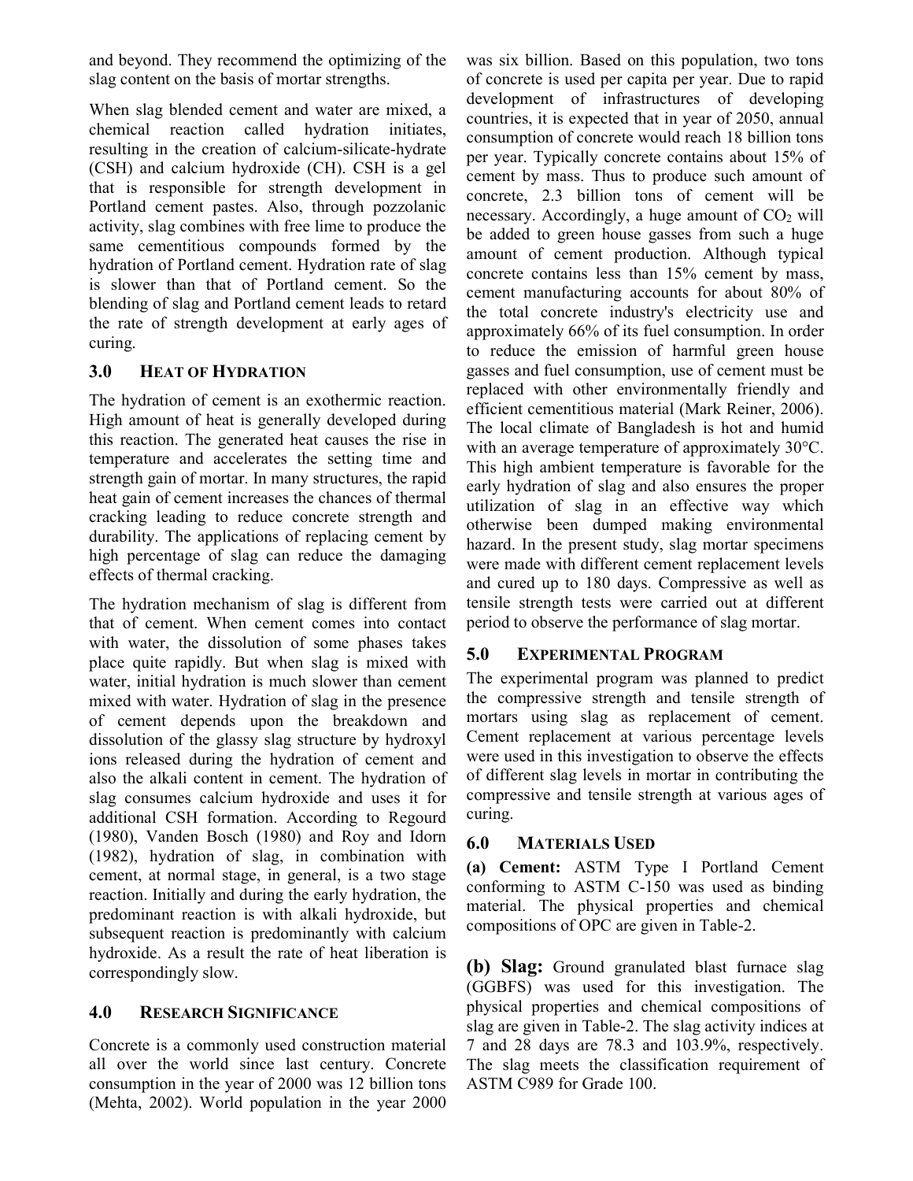and beyond. They recommend the optimizing of the slag content on the basis of mortar strengths.

When slag blended cement and water are mixed, a chemical reaction called hydration initiates, resulting in the creation of calcium-silicate-hydrate (CSH) and calcium hydroxide (CH). CSH is a gel that is responsible for strength development in Portland cement pastes. Also, through pozzolanic activity, slag combines with free lime to produce the same cementitious compounds formed by the hydration of Portland cement. Hydration rate of slag is slower than that of Portland cement. So the blending of slag and Portland cement leads to retard the rate of strength development at early ages of curing.

## 3.0 HEAT OF HYDRATION

The hydration of cement is an exothermic reaction. High amount of heat is generally developed during this reaction. The generated heat causes the rise in temperature and accelerates the setting time and strength gain of mortar. In many structures, the rapid heat gain of cement increases the chances of thermal cracking leading to reduce concrete strength and durability. The applications of replacing cement by high percentage of slag can reduce the damaging effects of thermal cracking.

The hydration mechanism of slag is different from that of cement. When cement comes into contact with water, the dissolution of some phases takes place quite rapidly. But when slag is mixed with water, initial hydration is much slower than cement mixed with water. Hydration of slag in the presence of cement depends upon the breakdown and dissolution of the glassy slag structure by hydroxyl ions released during the hydration of cement and also the alkali content in cement. The hydration of slag consumes calcium hydroxide and uses it for additional CSH formation. According to Regourd (1980), Vanden Bosch (1980) and Roy and Idorn (1982), hydration of slag, in combination with cement, at normal stage, in general, is a two stage reaction. Initially and during the early hydration, the predominant reaction is with alkali hydroxide, but subsequent reaction is predominantly with calcium hydroxide. As a result the rate of heat liberation is correspondingly slow.

## 4.0 RESEARCH SIGNIFICANCE

Concrete is a commonly used construction material all over the world since last century. Concrete consumption in the year of 2000 was 12 billion tons (Mehta, 2002). World population in the year 2000 was six billion. Based on this population, two tons of concrete is used per capita per year. Due to rapid development of infrastructures of developing countries, it is expected that in year of 2050, annual consumption of concrete would reach 18 billion tons per year. Typically concrete contains about 15% of cement by mass. Thus to produce such amount of concrete, 2.3 billion tons of cement will be necessary. Accordingly, a huge amount of $CO_2$ will be added to green house gasses from such a huge amount of cement production. Although typical concrete contains less than 15% cement by mass, cement manufacturing accounts for about 80% of the total concrete industry's electricity use and approximately 66% of its fuel consumption. In order to reduce the emission of harmful green house gasses and fuel consumption, use of cement must be replaced with other environmentally friendly and efficient cementitious material (Mark Reiner, 2006). The local climate of Bangladesh is hot and humid with an average temperature of approximately 30°C. This high ambient temperature is favorable for the early hydration of slag and also ensures the proper utilization of slag in an effective way which otherwise been dumped making environmental hazard. In the present study, slag mortar specimens were made with different cement replacement levels and cured up to 180 days. Compressive as well as tensile strength tests were carried out at different period to observe the performance of slag mortar.

## 5.0 EXPERIMENTAL PROGRAM

The experimental program was planned to predict the compressive strength and tensile strength of mortars using slag as replacement of cement. Cement replacement at various percentage levels were used in this investigation to observe the effects of different slag levels in mortar in contributing the compressive and tensile strength at various ages of curing.

## 6.0 MATERIALS USED

**(a) Cement:** ASTM Type I Portland Cement conforming to ASTM C-150 was used as binding material. The physical properties and chemical compositions of OPC are given in Table-2.

**(b) Slag:** Ground granulated blast furnace slag (GGBFS) was used for this investigation. The physical properties and chemical compositions of slag are given in Table-2. The slag activity indices at 7 and 28 days are 78.3 and 103.9%, respectively. The slag meets the classification requirement of ASTM C989 for Grade 100.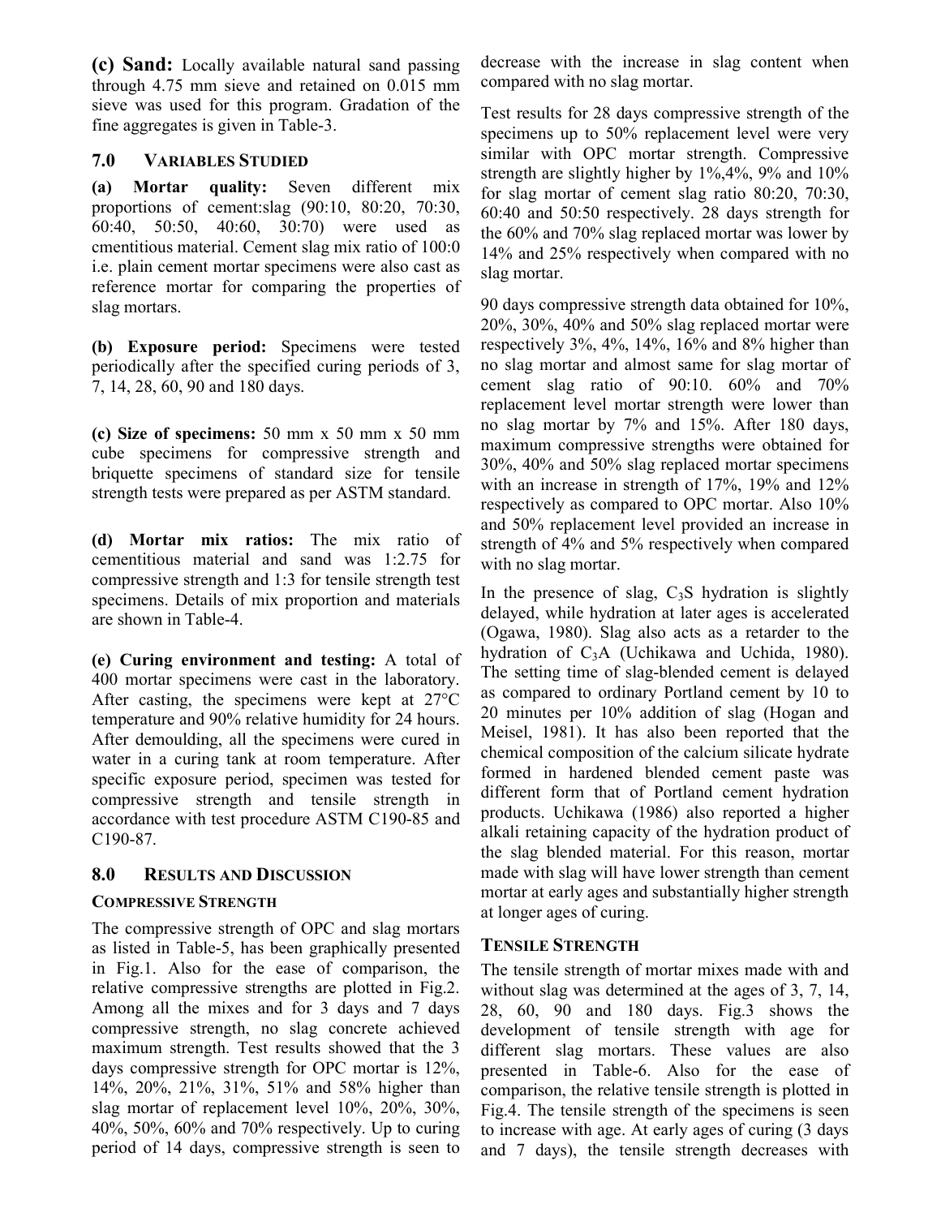**(c) Sand:** Locally available natural sand passing through 4.75 mm sieve and retained on 0.015 mm sieve was used for this program. Gradation of the fine aggregates is given in Table-3.

## 7.0 VARIABLES STUDIED

**(a) Mortar quality:** Seven different mix proportions of cement:slag (90:10, 80:20, 70:30, 60:40, 50:50, 40:60, 30:70) were used as cmentitious material. Cement slag mix ratio of 100:0 i.e. plain cement mortar specimens were also cast as reference mortar for comparing the properties of slag mortars.

**(b) Exposure period:** Specimens were tested periodically after the specified curing periods of 3, 7, 14, 28, 60, 90 and 180 days.

**(c) Size of specimens:** 50 mm x 50 mm x 50 mm cube specimens for compressive strength and briquette specimens of standard size for tensile strength tests were prepared as per ASTM standard.

**(d) Mortar mix ratios:** The mix ratio of cementitious material and sand was 1:2.75 for compressive strength and 1:3 for tensile strength test specimens. Details of mix proportion and materials are shown in Table-4.

**(e) Curing environment and testing:** A total of 400 mortar specimens were cast in the laboratory. After casting, the specimens were kept at 27°C temperature and 90% relative humidity for 24 hours. After demoulding, all the specimens were cured in water in a curing tank at room temperature. After specific exposure period, specimen was tested for compressive strength and tensile strength in accordance with test procedure ASTM C190-85 and C190-87.

## 8.0 RESULTS AND DISCUSSION

### COMPRESSIVE STRENGTH

The compressive strength of OPC and slag mortars as listed in Table-5, has been graphically presented in Fig.1. Also for the ease of comparison, the relative compressive strengths are plotted in Fig.2. Among all the mixes and for 3 days and 7 days compressive strength, no slag concrete achieved maximum strength. Test results showed that the 3 days compressive strength for OPC mortar is 12%, 14%, 20%, 21%, 31%, 51% and 58% higher than slag mortar of replacement level 10%, 20%, 30%, 40%, 50%, 60% and 70% respectively. Up to curing period of 14 days, compressive strength is seen to decrease with the increase in slag content when compared with no slag mortar.

Test results for 28 days compressive strength of the specimens up to 50% replacement level were very similar with OPC mortar strength. Compressive strength are slightly higher by 1%,4%, 9% and 10% for slag mortar of cement slag ratio 80:20, 70:30, 60:40 and 50:50 respectively. 28 days strength for the 60% and 70% slag replaced mortar was lower by 14% and 25% respectively when compared with no slag mortar.

90 days compressive strength data obtained for 10%, 20%, 30%, 40% and 50% slag replaced mortar were respectively 3%, 4%, 14%, 16% and 8% higher than no slag mortar and almost same for slag mortar of cement slag ratio of 90:10. 60% and 70% replacement level mortar strength were lower than no slag mortar by 7% and 15%. After 180 days, maximum compressive strengths were obtained for 30%, 40% and 50% slag replaced mortar specimens with an increase in strength of 17%, 19% and 12% respectively as compared to OPC mortar. Also 10% and 50% replacement level provided an increase in strength of 4% and 5% respectively when compared with no slag mortar.

In the presence of slag, $C_3S$ hydration is slightly delayed, while hydration at later ages is accelerated (Ogawa, 1980). Slag also acts as a retarder to the hydration of $C_3A$ (Uchikawa and Uchida, 1980). The setting time of slag-blended cement is delayed as compared to ordinary Portland cement by 10 to 20 minutes per 10% addition of slag (Hogan and Meisel, 1981). It has also been reported that the chemical composition of the calcium silicate hydrate formed in hardened blended cement paste was different form that of Portland cement hydration products. Uchikawa (1986) also reported a higher alkali retaining capacity of the hydration product of the slag blended material. For this reason, mortar made with slag will have lower strength than cement mortar at early ages and substantially higher strength at longer ages of curing.

### TENSILE STRENGTH

The tensile strength of mortar mixes made with and without slag was determined at the ages of 3, 7, 14, 28, 60, 90 and 180 days. Fig.3 shows the development of tensile strength with age for different slag mortars. These values are also presented in Table-6. Also for the ease of comparison, the relative tensile strength is plotted in Fig.4. The tensile strength of the specimens is seen to increase with age. At early ages of curing (3 days and 7 days), the tensile strength decreases with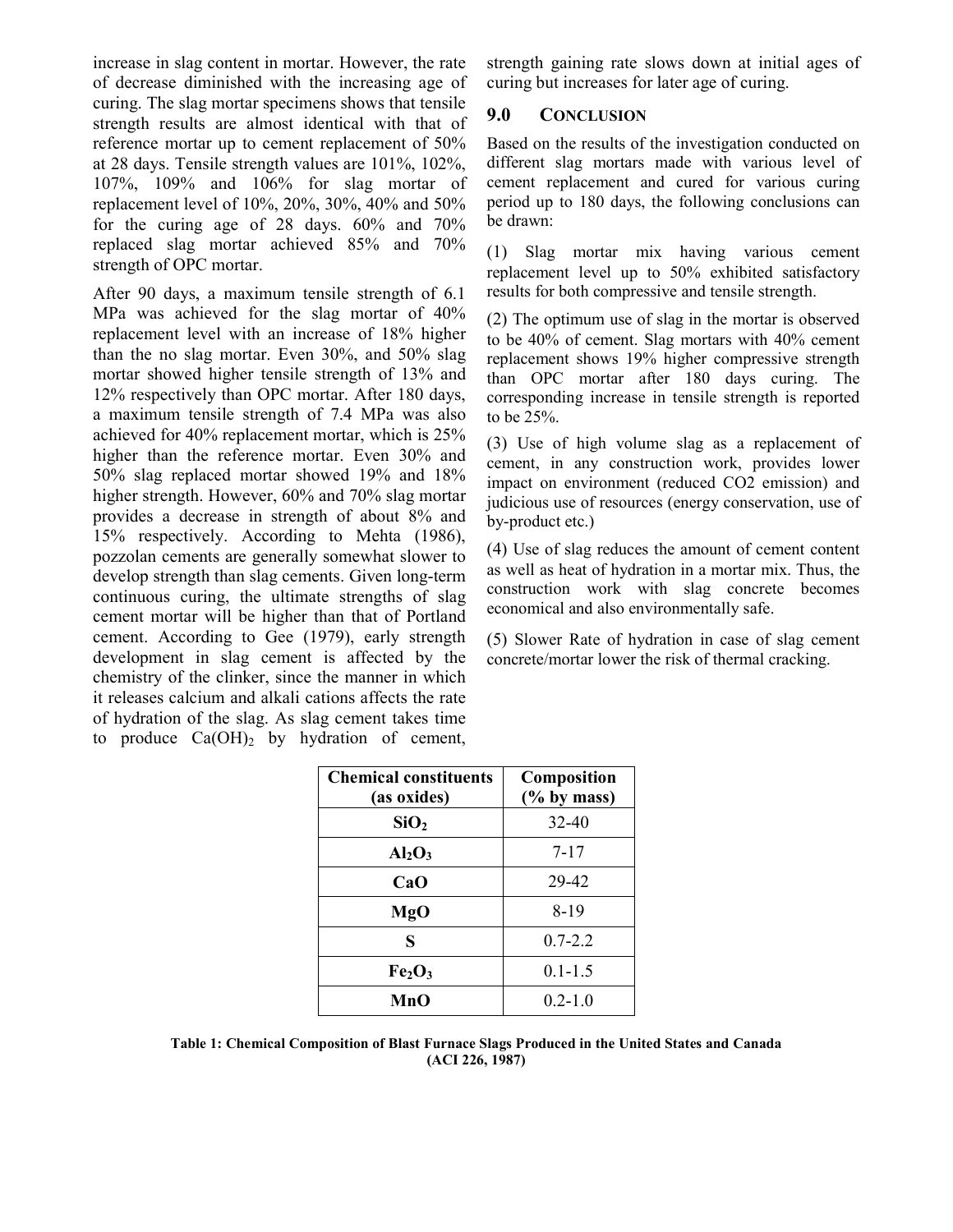increase in slag content in mortar. However, the rate of decrease diminished with the increasing age of curing. The slag mortar specimens shows that tensile strength results are almost identical with that of reference mortar up to cement replacement of 50% at 28 days. Tensile strength values are 101%, 102%, 107%, 109% and 106% for slag mortar of replacement level of 10%, 20%, 30%, 40% and 50% for the curing age of 28 days. 60% and 70% replaced slag mortar achieved 85% and 70% strength of OPC mortar.

After 90 days, a maximum tensile strength of 6.1 MPa was achieved for the slag mortar of 40% replacement level with an increase of 18% higher than the no slag mortar. Even 30%, and 50% slag mortar showed higher tensile strength of 13% and 12% respectively than OPC mortar. After 180 days, a maximum tensile strength of 7.4 MPa was also achieved for 40% replacement mortar, which is 25% higher than the reference mortar. Even 30% and 50% slag replaced mortar showed 19% and 18% higher strength. However, 60% and 70% slag mortar provides a decrease in strength of about 8% and 15% respectively. According to Mehta (1986), pozzolan cements are generally somewhat slower to develop strength than slag cements. Given long-term continuous curing, the ultimate strengths of slag cement mortar will be higher than that of Portland cement. According to Gee (1979), early strength development in slag cement is affected by the chemistry of the clinker, since the manner in which it releases calcium and alkali cations affects the rate of hydration of the slag. As slag cement takes time to produce $Ca(OH)_2$ by hydration of cement, strength gaining rate slows down at initial ages of curing but increases for later age of curing.

## 9.0 CONCLUSION

Based on the results of the investigation conducted on different slag mortars made with various level of cement replacement and cured for various curing period up to 180 days, the following conclusions can be drawn:

(1) Slag mortar mix having various cement replacement level up to 50% exhibited satisfactory results for both compressive and tensile strength.

(2) The optimum use of slag in the mortar is observed to be 40% of cement. Slag mortars with 40% cement replacement shows 19% higher compressive strength than OPC mortar after 180 days curing. The corresponding increase in tensile strength is reported to be 25%.

(3) Use of high volume slag as a replacement of cement, in any construction work, provides lower impact on environment (reduced CO2 emission) and judicious use of resources (energy conservation, use of by-product etc.)

(4) Use of slag reduces the amount of cement content as well as heat of hydration in a mortar mix. Thus, the construction work with slag concrete becomes economical and also environmentally safe.

(5) Slower Rate of hydration in case of slag cement concrete/mortar lower the risk of thermal cracking.

| Chemical constituents (as oxides) | Composition (% by mass) |
|---|---|
| $SiO_2$ | 32-40 |
| $Al_2O_3$ | 7-17 |
| CaO | 29-42 |
| MgO | 8-19 |
| S | 0.7-2.2 |
| $Fe_2O_3$ | 0.1-1.5 |
| MnO | 0.2-1.0 |

**Table 1: Chemical Composition of Blast Furnace Slags Produced in the United States and Canada (ACI 226, 1987)**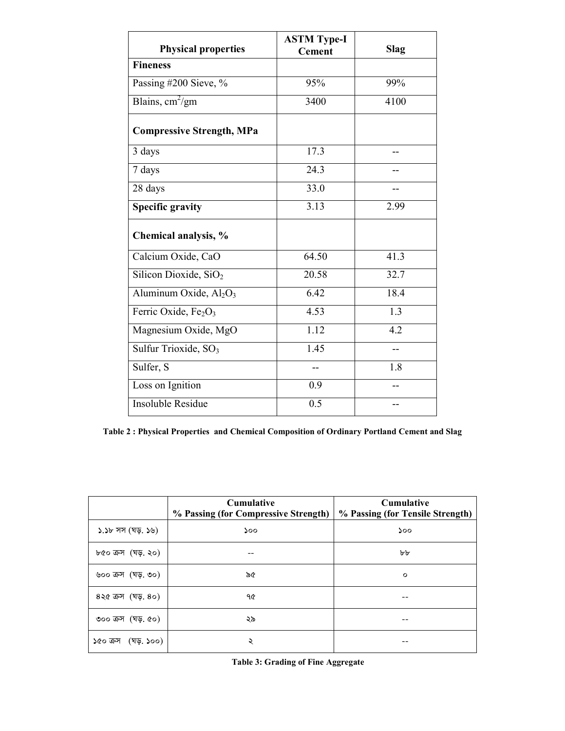| Physical properties | ASTM Type-I Cement | Slag |
| --- | --- | --- |
| **Fineness** | | |
| Passing #200 Sieve, % | 95% | 99% |
| Blains, $cm^2/gm$ | 3400 | 4100 |
| **Compressive Strength, MPa** | | |
| 3 days | 17.3 | -- |
| 7 days | 24.3 | -- |
| 28 days | 33.0 | -- |
| **Specific gravity** | 3.13 | 2.99 |
| **Chemical analysis, %** | | |
| Calcium Oxide, CaO | 64.50 | 41.3 |
| Silicon Dioxide, $SiO_2$ | 20.58 | 32.7 |
| Aluminum Oxide, $Al_2O_3$ | 6.42 | 18.4 |
| Ferric Oxide, $Fe_2O_3$ | 4.53 | 1.3 |
| Magnesium Oxide, MgO | 1.12 | 4.2 |
| Sulfur Trioxide, $SO_3$ | 1.45 | -- |
| Sulfer, S | -- | 1.8 |
| Loss on Ignition | 0.9 | -- |
| Insoluble Residue | 0.5 | -- |

**Table 2 : Physical Properties and Chemical Composition of Ordinary Portland Cement and Slag**

| | Cumulative % Passing (for Compressive Strength) | Cumulative % Passing (for Tensile Strength) |
| --- | --- | --- |
| ১.১৮ সস (ঘড়. ১৬) | ১০০ | ১০০ |
| ৮৫০ ক্রস (ঘড়. ২০) | -- | ৮৮ |
| ৬০০ ক্রস (ঘড়. ৩০) | ৯৫ | ০ |
| ৪২৫ ক্রস (ঘড়. ৪০) | ৭৫ | -- |
| ৩০০ ক্রস (ঘড়. ৫০) | ২৯ | -- |
| ১৫০ ক্রস (ঘড়. ১০০) | ২ | -- |

**Table 3: Grading of Fine Aggregate**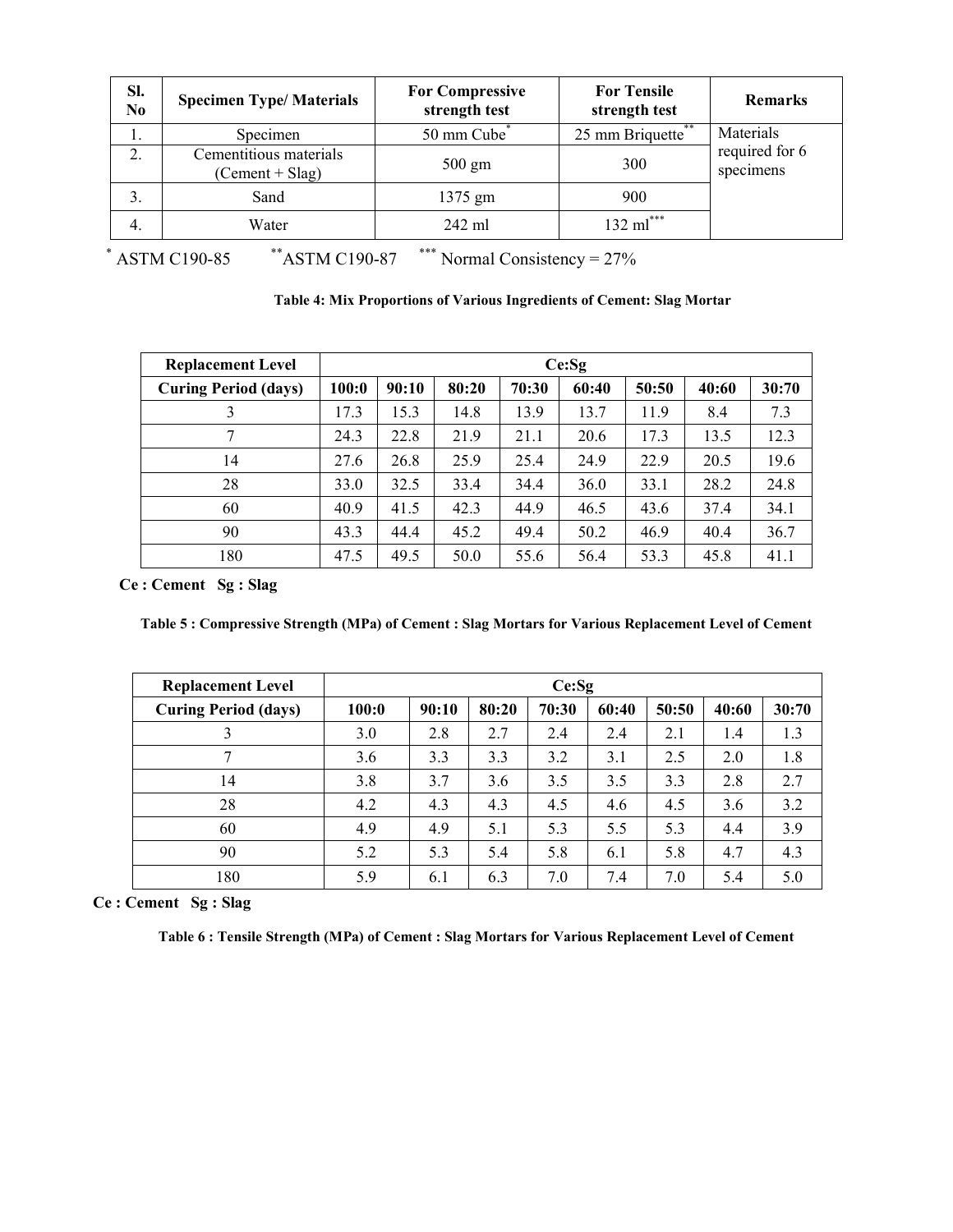| Sl. No | Specimen Type/ Materials | For Compressive strength test | For Tensile strength test | Remarks |
|---|---|---|---|---|
| 1. | Specimen | 50 mm Cube* | 25 mm Briquette** | Materials required for 6 specimens |
| 2. | Cementitious materials (Cement + Slag) | 500 gm | 300 | |
| 3. | Sand | 1375 gm | 900 | |
| 4. | Water | 242 ml | 132 ml*** | |

* ASTM C190-85 &nbsp;&nbsp;&nbsp; **ASTM C190-87 &nbsp;&nbsp;&nbsp; *** Normal Consistency = 27%

**Table 4: Mix Proportions of Various Ingredients of Cement: Slag Mortar**

| Replacement Level | Ce:Sg | | | | | | | |
|---|---|---|---|---|---|---|---|---|
| **Curing Period (days)** | **100:0** | **90:10** | **80:20** | **70:30** | **60:40** | **50:50** | **40:60** | **30:70** |
| 3 | 17.3 | 15.3 | 14.8 | 13.9 | 13.7 | 11.9 | 8.4 | 7.3 |
| 7 | 24.3 | 22.8 | 21.9 | 21.1 | 20.6 | 17.3 | 13.5 | 12.3 |
| 14 | 27.6 | 26.8 | 25.9 | 25.4 | 24.9 | 22.9 | 20.5 | 19.6 |
| 28 | 33.0 | 32.5 | 33.4 | 34.4 | 36.0 | 33.1 | 28.2 | 24.8 |
| 60 | 40.9 | 41.5 | 42.3 | 44.9 | 46.5 | 43.6 | 37.4 | 34.1 |
| 90 | 43.3 | 44.4 | 45.2 | 49.4 | 50.2 | 46.9 | 40.4 | 36.7 |
| 180 | 47.5 | 49.5 | 50.0 | 55.6 | 56.4 | 53.3 | 45.8 | 41.1 |

**Ce : Cement &nbsp; Sg : Slag**

**Table 5 : Compressive Strength (MPa) of Cement : Slag Mortars for Various Replacement Level of Cement**

| Replacement Level | Ce:Sg | | | | | | | |
|---|---|---|---|---|---|---|---|---|
| **Curing Period (days)** | **100:0** | **90:10** | **80:20** | **70:30** | **60:40** | **50:50** | **40:60** | **30:70** |
| 3 | 3.0 | 2.8 | 2.7 | 2.4 | 2.4 | 2.1 | 1.4 | 1.3 |
| 7 | 3.6 | 3.3 | 3.3 | 3.2 | 3.1 | 2.5 | 2.0 | 1.8 |
| 14 | 3.8 | 3.7 | 3.6 | 3.5 | 3.5 | 3.3 | 2.8 | 2.7 |
| 28 | 4.2 | 4.3 | 4.3 | 4.5 | 4.6 | 4.5 | 3.6 | 3.2 |
| 60 | 4.9 | 4.9 | 5.1 | 5.3 | 5.5 | 5.3 | 4.4 | 3.9 |
| 90 | 5.2 | 5.3 | 5.4 | 5.8 | 6.1 | 5.8 | 4.7 | 4.3 |
| 180 | 5.9 | 6.1 | 6.3 | 7.0 | 7.4 | 7.0 | 5.4 | 5.0 |

**Ce : Cement &nbsp; Sg : Slag**

**Table 6 : Tensile Strength (MPa) of Cement : Slag Mortars for Various Replacement Level of Cement**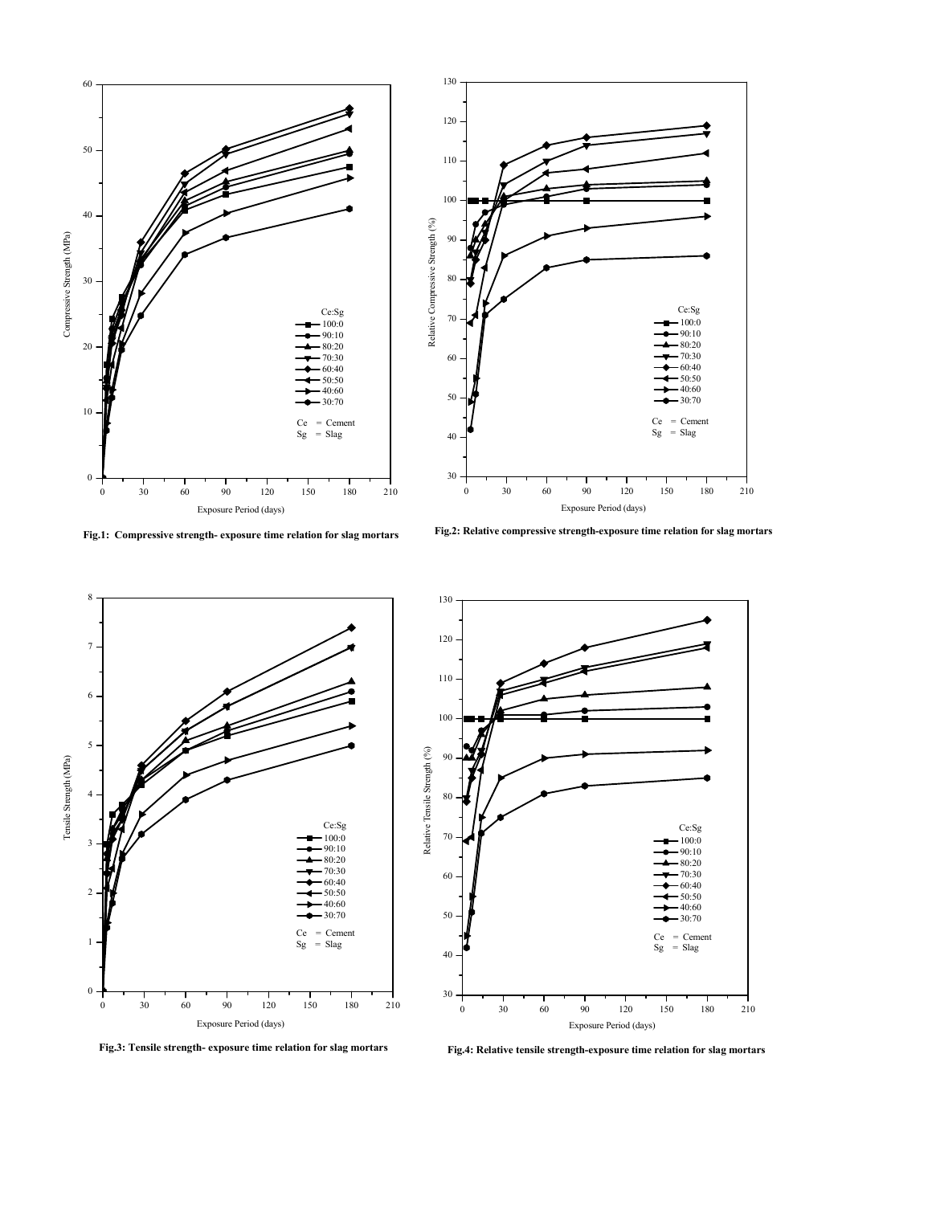Fig.1: Compressive strength- exposure time relation for slag mortars

Fig.2: Relative compressive strength-exposure time relation for slag mortars

Fig.3: Tensile strength- exposure time relation for slag mortars

Fig.4: Relative tensile strength-exposure time relation for slag mortars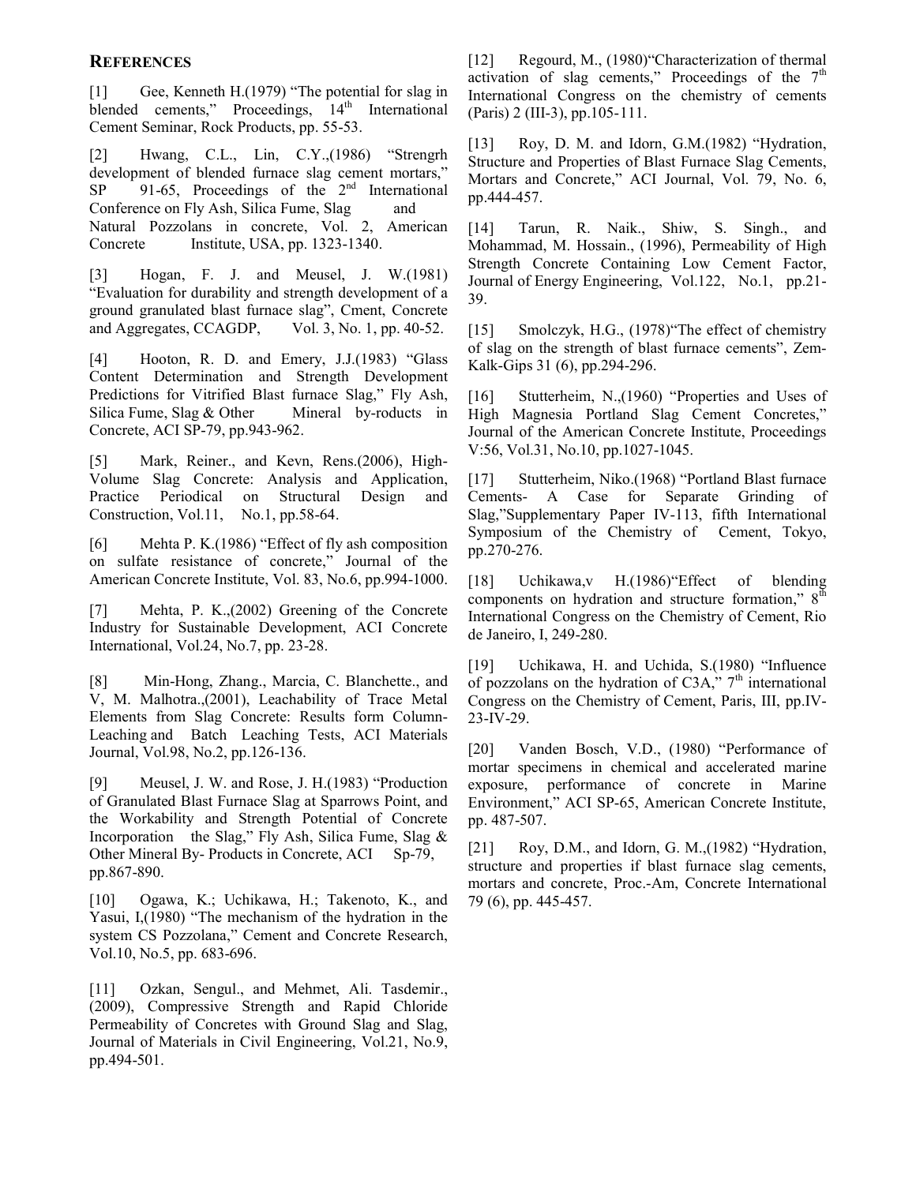## REFERENCES

[1] Gee, Kenneth H.(1979) "The potential for slag in blended cements," Proceedings, 14th International Cement Seminar, Rock Products, pp. 55-53.

[2] Hwang, C.L., Lin, C.Y.,(1986) "Strengrh development of blended furnace slag cement mortars," SP 91-65, Proceedings of the 2nd International Conference on Fly Ash, Silica Fume, Slag and Natural Pozzolans in concrete, Vol. 2, American Concrete Institute, USA, pp. 1323-1340.

[3] Hogan, F. J. and Meusel, J. W.(1981) "Evaluation for durability and strength development of a ground granulated blast furnace slag", Cment, Concrete and Aggregates, CCAGDP, Vol. 3, No. 1, pp. 40-52.

[4] Hooton, R. D. and Emery, J.J.(1983) "Glass Content Determination and Strength Development Predictions for Vitrified Blast furnace Slag," Fly Ash, Silica Fume, Slag & Other Mineral by-roducts in Concrete, ACI SP-79, pp.943-962.

[5] Mark, Reiner., and Kevn, Rens.(2006), High-Volume Slag Concrete: Analysis and Application, Practice Periodical on Structural Design and Construction, Vol.11, No.1, pp.58-64.

[6] Mehta P. K.(1986) "Effect of fly ash composition on sulfate resistance of concrete," Journal of the American Concrete Institute, Vol. 83, No.6, pp.994-1000.

[7] Mehta, P. K.,(2002) Greening of the Concrete Industry for Sustainable Development, ACI Concrete International, Vol.24, No.7, pp. 23-28.

[8] Min-Hong, Zhang., Marcia, C. Blanchette., and V, M. Malhotra.,(2001), Leachability of Trace Metal Elements from Slag Concrete: Results form Column-Leaching and Batch Leaching Tests, ACI Materials Journal, Vol.98, No.2, pp.126-136.

[9] Meusel, J. W. and Rose, J. H.(1983) "Production of Granulated Blast Furnace Slag at Sparrows Point, and the Workability and Strength Potential of Concrete Incorporation the Slag," Fly Ash, Silica Fume, Slag & Other Mineral By- Products in Concrete, ACI Sp-79, pp.867-890.

[10] Ogawa, K.; Uchikawa, H.; Takenoto, K., and Yasui, I,(1980) "The mechanism of the hydration in the system CS Pozzolana," Cement and Concrete Research, Vol.10, No.5, pp. 683-696.

[11] Ozkan, Sengul., and Mehmet, Ali. Tasdemir., (2009), Compressive Strength and Rapid Chloride Permeability of Concretes with Ground Slag and Slag, Journal of Materials in Civil Engineering, Vol.21, No.9, pp.494-501.

[12] Regourd, M., (1980)"Characterization of thermal activation of slag cements," Proceedings of the 7th International Congress on the chemistry of cements (Paris) 2 (III-3), pp.105-111.

[13] Roy, D. M. and Idorn, G.M.(1982) "Hydration, Structure and Properties of Blast Furnace Slag Cements, Mortars and Concrete," ACI Journal, Vol. 79, No. 6, pp.444-457.

[14] Tarun, R. Naik., Shiw, S. Singh., and Mohammad, M. Hossain., (1996), Permeability of High Strength Concrete Containing Low Cement Factor, Journal of Energy Engineering, Vol.122, No.1, pp.21-39.

[15] Smolczyk, H.G., (1978)"The effect of chemistry of slag on the strength of blast furnace cements", Zem-Kalk-Gips 31 (6), pp.294-296.

[16] Stutterheim, N.,(1960) "Properties and Uses of High Magnesia Portland Slag Cement Concretes," Journal of the American Concrete Institute, Proceedings V:56, Vol.31, No.10, pp.1027-1045.

[17] Stutterheim, Niko.(1968) "Portland Blast furnace Cements- A Case for Separate Grinding of Slag,"Supplementary Paper IV-113, fifth International Symposium of the Chemistry of Cement, Tokyo, pp.270-276.

[18] Uchikawa,v H.(1986)"Effect of blending components on hydration and structure formation," 8th International Congress on the Chemistry of Cement, Rio de Janeiro, I, 249-280.

[19] Uchikawa, H. and Uchida, S.(1980) "Influence of pozzolans on the hydration of C3A," 7th international Congress on the Chemistry of Cement, Paris, III, pp.IV-23-IV-29.

[20] Vanden Bosch, V.D., (1980) "Performance of mortar specimens in chemical and accelerated marine exposure, performance of concrete in Marine Environment," ACI SP-65, American Concrete Institute, pp. 487-507.

[21] Roy, D.M., and Idorn, G. M.,(1982) "Hydration, structure and properties if blast furnace slag cements, mortars and concrete, Proc.-Am, Concrete International 79 (6), pp. 445-457.